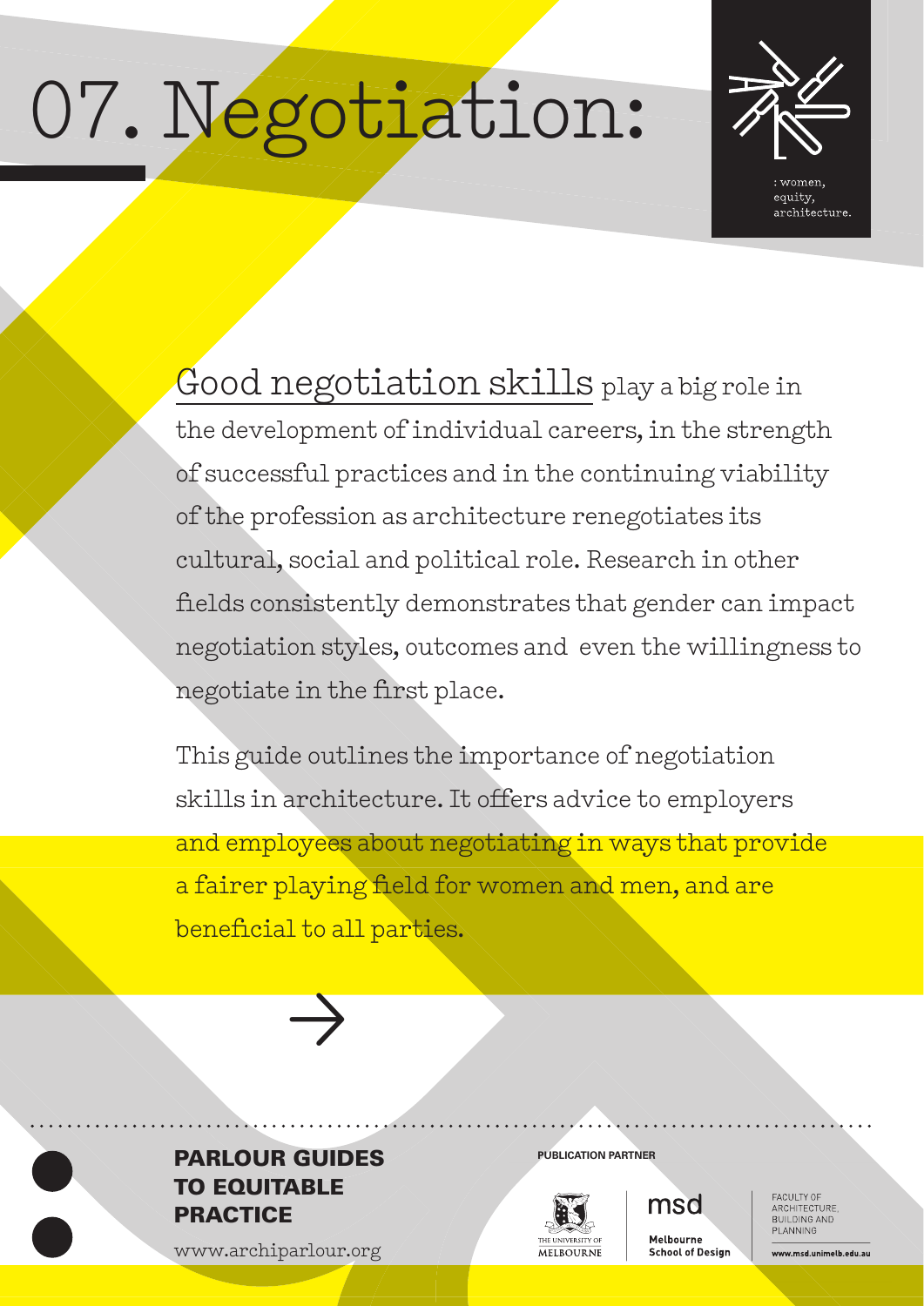# 07. Negotiation:

: women, equity, architecture.

Good negotiation skills play a big role in the development of individual careers, in the strength of successful practices and in the continuing viability of the profession as architecture renegotiates its cultural, social and political role. Research in other fields consistently demonstrates that gender can impact negotiation styles, outcomes and even the willingness to negotiate in the first place.

This guide outlines the importance of negotiation skills in architecture. It offers advice to employers and employees about negotiating in ways that provide a fairer playing field for women and men, and are beneficial to all parties.

→

**PARLOUR GUIDES TO EQUITABLE PRACTICE**

www.archiparlour.org

PUBLICATION PARTNER

THE UNIVERSITY OF MELBOURNE

msd Melbourne School of Design

FACULTY OF ARCHITECTURE, BUILDING AND PLANNING

www.msd.unimelb.edu.au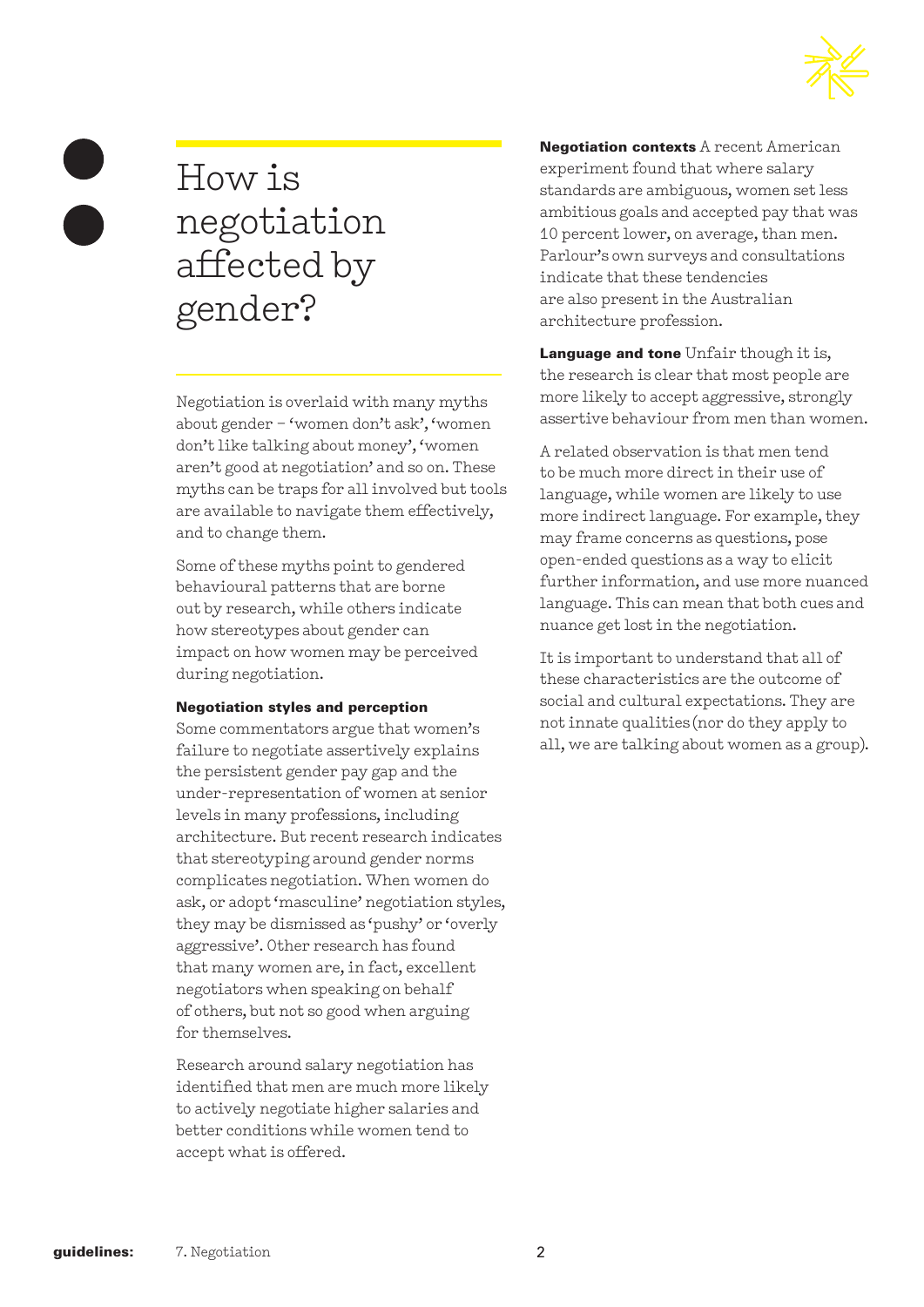# How is negotiation affected by gender?

Negotiation is overlaid with many myths about gender – 'women don't ask', 'women don't like talking about money', 'women aren't good at negotiation' and so on. These myths can be traps for all involved but tools are available to navigate them effectively, and to change them.

Some of these myths point to gendered behavioural patterns that are borne out by research, while others indicate how stereotypes about gender can impact on how women may be perceived during negotiation.

**Negotiation styles and perception**
Some commentators argue that women's failure to negotiate assertively explains the persistent gender pay gap and the under-representation of women at senior levels in many professions, including architecture. But recent research indicates that stereotyping around gender norms complicates negotiation. When women do ask, or adopt 'masculine' negotiation styles, they may be dismissed as 'pushy' or 'overly aggressive'. Other research has found that many women are, in fact, excellent negotiators when speaking on behalf of others, but not so good when arguing for themselves.

Research around salary negotiation has identified that men are much more likely to actively negotiate higher salaries and better conditions while women tend to accept what is offered.

**Negotiation contexts** A recent American experiment found that where salary standards are ambiguous, women set less ambitious goals and accepted pay that was 10 percent lower, on average, than men. Parlour's own surveys and consultations indicate that these tendencies are also present in the Australian architecture profession.

**Language and tone** Unfair though it is, the research is clear that most people are more likely to accept aggressive, strongly assertive behaviour from men than women.

A related observation is that men tend to be much more direct in their use of language, while women are likely to use more indirect language. For example, they may frame concerns as questions, pose open-ended questions as a way to elicit further information, and use more nuanced language. This can mean that both cues and nuance get lost in the negotiation.

It is important to understand that all of these characteristics are the outcome of social and cultural expectations. They are not innate qualities (nor do they apply to all, we are talking about women as a group).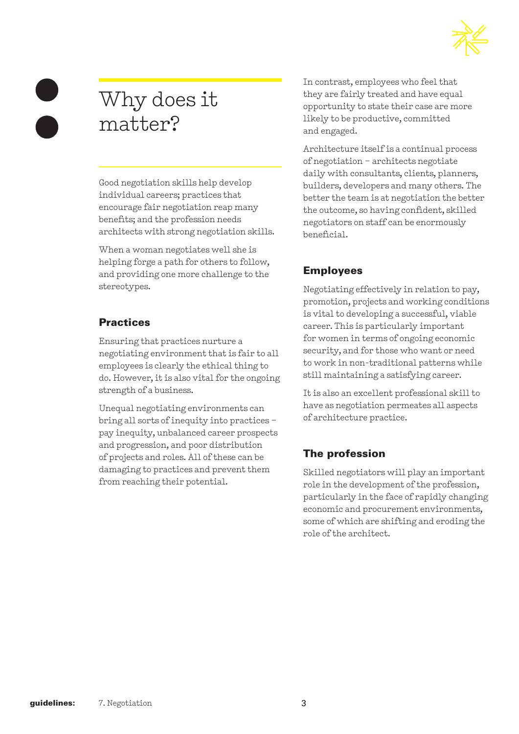# Why does it matter?

Good negotiation skills help develop individual careers; practices that encourage fair negotiation reap many benefits; and the profession needs architects with strong negotiation skills.

When a woman negotiates well she is helping forge a path for others to follow, and providing one more challenge to the stereotypes.

## Practices

Ensuring that practices nurture a negotiating environment that is fair to all employees is clearly the ethical thing to do. However, it is also vital for the ongoing strength of a business.

Unequal negotiating environments can bring all sorts of inequity into practices – pay inequity, unbalanced career prospects and progression, and poor distribution of projects and roles. All of these can be damaging to practices and prevent them from reaching their potential.

In contrast, employees who feel that they are fairly treated and have equal opportunity to state their case are more likely to be productive, committed and engaged.

Architecture itself is a continual process of negotiation – architects negotiate daily with consultants, clients, planners, builders, developers and many others. The better the team is at negotiation the better the outcome, so having confident, skilled negotiators on staff can be enormously beneficial.

## Employees

Negotiating effectively in relation to pay, promotion, projects and working conditions is vital to developing a successful, viable career. This is particularly important for women in terms of ongoing economic security, and for those who want or need to work in non-traditional patterns while still maintaining a satisfying career.

It is also an excellent professional skill to have as negotiation permeates all aspects of architecture practice.

## The profession

Skilled negotiators will play an important role in the development of the profession, particularly in the face of rapidly changing economic and procurement environments, some of which are shifting and eroding the role of the architect.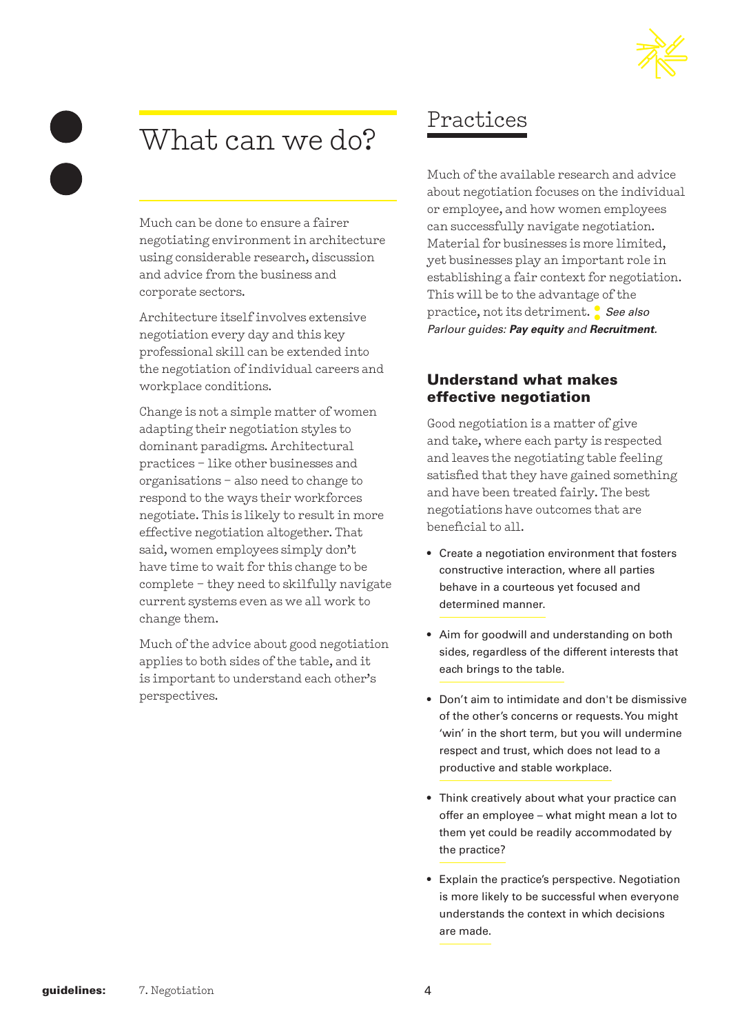# What can we do?

Much can be done to ensure a fairer negotiating environment in architecture using considerable research, discussion and advice from the business and corporate sectors.

Architecture itself involves extensive negotiation every day and this key professional skill can be extended into the negotiation of individual careers and workplace conditions.

Change is not a simple matter of women adapting their negotiation styles to dominant paradigms. Architectural practices – like other businesses and organisations – also need to change to respond to the ways their workforces negotiate. This is likely to result in more effective negotiation altogether. That said, women employees simply don't have time to wait for this change to be complete – they need to skilfully navigate current systems even as we all work to change them.

Much of the advice about good negotiation applies to both sides of the table, and it is important to understand each other's perspectives.

## Practices

Much of the available research and advice about negotiation focuses on the individual or employee, and how women employees can successfully navigate negotiation. Material for businesses is more limited, yet businesses play an important role in establishing a fair context for negotiation. This will be to the advantage of the practice, not its detriment. : *See also Parlour guides:* ***Pay equity*** *and* ***Recruitment****.*

### Understand what makes effective negotiation

Good negotiation is a matter of give and take, where each party is respected and leaves the negotiating table feeling satisfied that they have gained something and have been treated fairly. The best negotiations have outcomes that are beneficial to all.

- Create a negotiation environment that fosters constructive interaction, where all parties behave in a courteous yet focused and determined manner.
- Aim for goodwill and understanding on both sides, regardless of the different interests that each brings to the table.
- Don't aim to intimidate and don't be dismissive of the other's concerns or requests. You might 'win' in the short term, but you will undermine respect and trust, which does not lead to a productive and stable workplace.
- Think creatively about what your practice can offer an employee – what might mean a lot to them yet could be readily accommodated by the practice?
- Explain the practice's perspective. Negotiation is more likely to be successful when everyone understands the context in which decisions are made.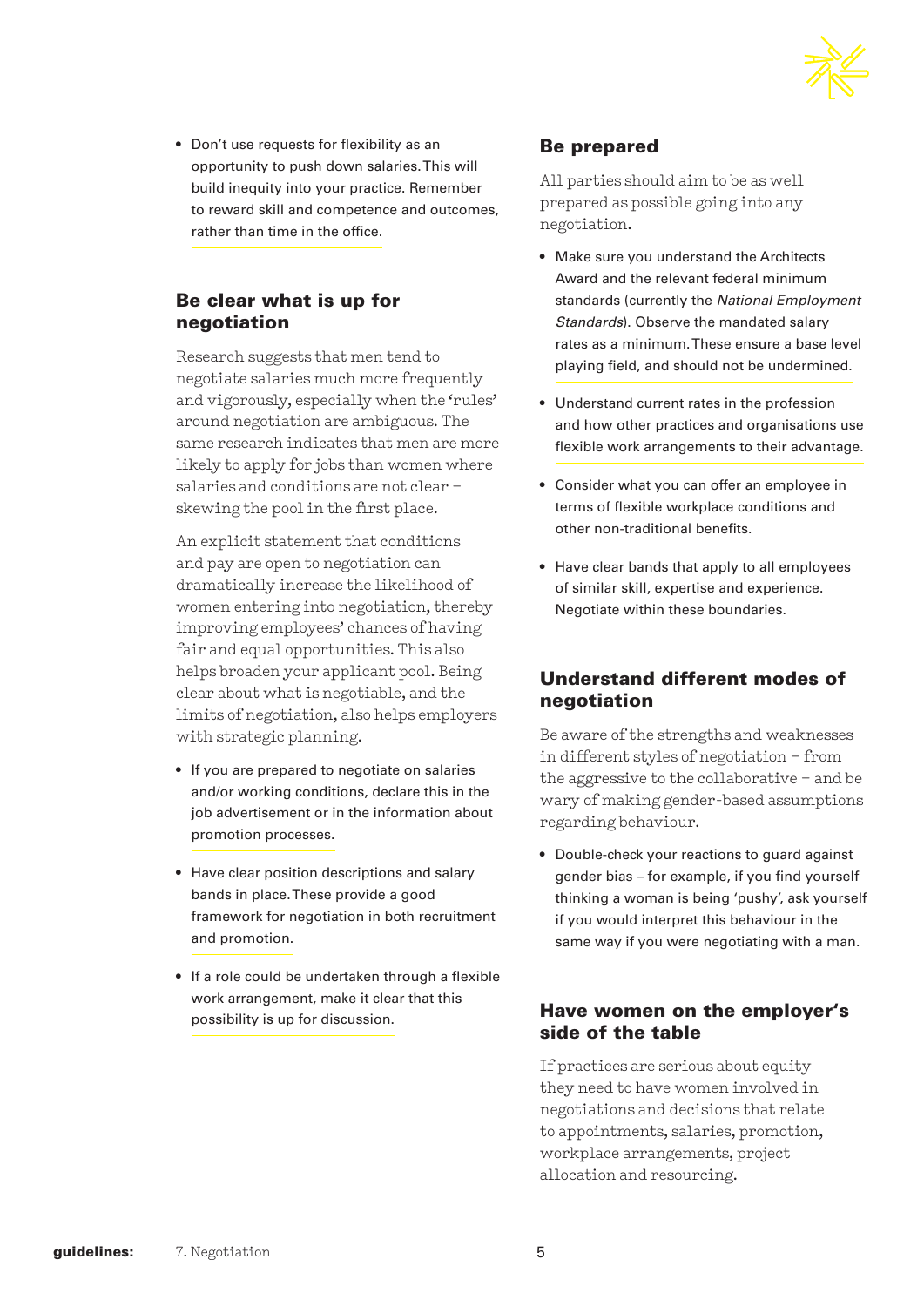- Don't use requests for flexibility as an opportunity to push down salaries. This will build inequity into your practice. Remember to reward skill and competence and outcomes, rather than time in the office.

## Be clear what is up for negotiation

Research suggests that men tend to negotiate salaries much more frequently and vigorously, especially when the 'rules' around negotiation are ambiguous. The same research indicates that men are more likely to apply for jobs than women where salaries and conditions are not clear – skewing the pool in the first place.

An explicit statement that conditions and pay are open to negotiation can dramatically increase the likelihood of women entering into negotiation, thereby improving employees' chances of having fair and equal opportunities. This also helps broaden your applicant pool. Being clear about what is negotiable, and the limits of negotiation, also helps employers with strategic planning.

- If you are prepared to negotiate on salaries and/or working conditions, declare this in the job advertisement or in the information about promotion processes.

- Have clear position descriptions and salary bands in place. These provide a good framework for negotiation in both recruitment and promotion.

- If a role could be undertaken through a flexible work arrangement, make it clear that this possibility is up for discussion.

## Be prepared

All parties should aim to be as well prepared as possible going into any negotiation.

- Make sure you understand the Architects Award and the relevant federal minimum standards (currently the *National Employment Standards*). Observe the mandated salary rates as a minimum. These ensure a base level playing field, and should not be undermined.

- Understand current rates in the profession and how other practices and organisations use flexible work arrangements to their advantage.

- Consider what you can offer an employee in terms of flexible workplace conditions and other non-traditional benefits.

- Have clear bands that apply to all employees of similar skill, expertise and experience. Negotiate within these boundaries.

## Understand different modes of negotiation

Be aware of the strengths and weaknesses in different styles of negotiation – from the aggressive to the collaborative – and be wary of making gender-based assumptions regarding behaviour.

- Double-check your reactions to guard against gender bias – for example, if you find yourself thinking a woman is being 'pushy', ask yourself if you would interpret this behaviour in the same way if you were negotiating with a man.

## Have women on the employer's side of the table

If practices are serious about equity they need to have women involved in negotiations and decisions that relate to appointments, salaries, promotion, workplace arrangements, project allocation and resourcing.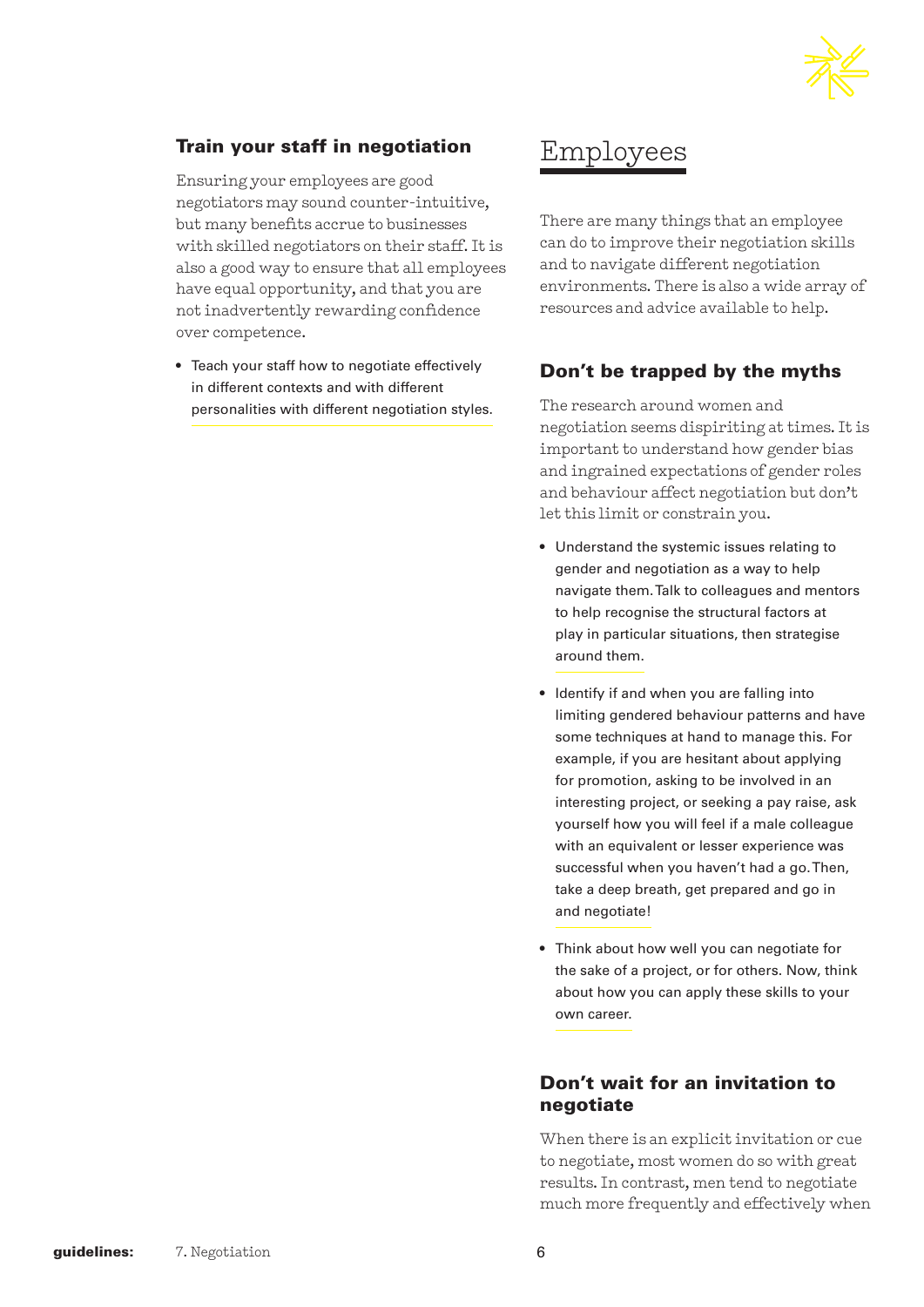### Train your staff in negotiation

Ensuring your employees are good negotiators may sound counter-intuitive, but many benefits accrue to businesses with skilled negotiators on their staff. It is also a good way to ensure that all employees have equal opportunity, and that you are not inadvertently rewarding confidence over competence.

- Teach your staff how to negotiate effectively in different contexts and with different personalities with different negotiation styles.

## Employees

There are many things that an employee can do to improve their negotiation skills and to navigate different negotiation environments. There is also a wide array of resources and advice available to help.

### Don't be trapped by the myths

The research around women and negotiation seems dispiriting at times. It is important to understand how gender bias and ingrained expectations of gender roles and behaviour affect negotiation but don't let this limit or constrain you.

- Understand the systemic issues relating to gender and negotiation as a way to help navigate them. Talk to colleagues and mentors to help recognise the structural factors at play in particular situations, then strategise around them.
- Identify if and when you are falling into limiting gendered behaviour patterns and have some techniques at hand to manage this. For example, if you are hesitant about applying for promotion, asking to be involved in an interesting project, or seeking a pay raise, ask yourself how you will feel if a male colleague with an equivalent or lesser experience was successful when you haven't had a go. Then, take a deep breath, get prepared and go in and negotiate!
- Think about how well you can negotiate for the sake of a project, or for others. Now, think about how you can apply these skills to your own career.

### Don't wait for an invitation to negotiate

When there is an explicit invitation or cue to negotiate, most women do so with great results. In contrast, men tend to negotiate much more frequently and effectively when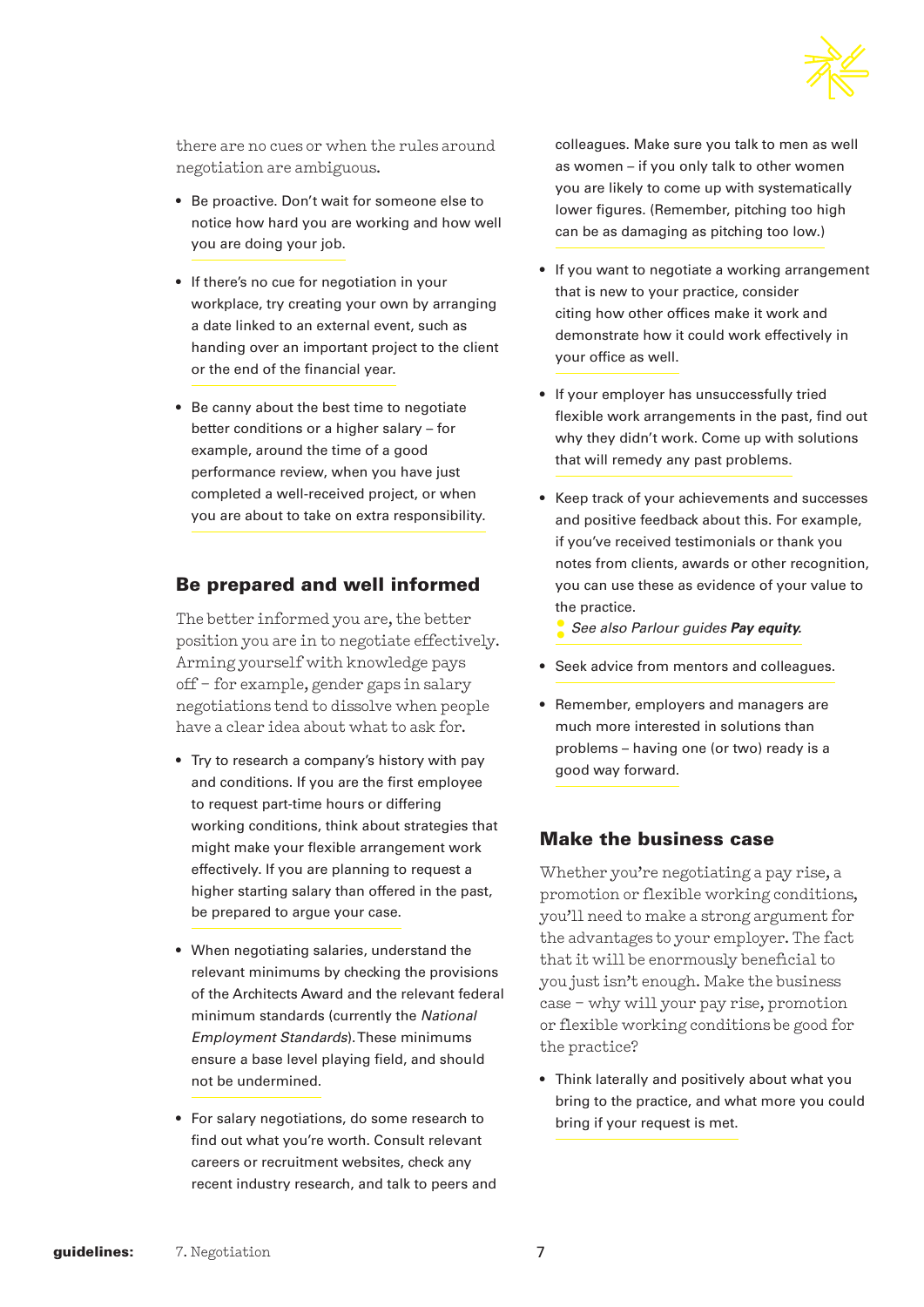there are no cues or when the rules around negotiation are ambiguous.

- Be proactive. Don't wait for someone else to notice how hard you are working and how well you are doing your job.
- If there's no cue for negotiation in your workplace, try creating your own by arranging a date linked to an external event, such as handing over an important project to the client or the end of the financial year.
- Be canny about the best time to negotiate better conditions or a higher salary – for example, around the time of a good performance review, when you have just completed a well-received project, or when you are about to take on extra responsibility.

## Be prepared and well informed

The better informed you are, the better position you are in to negotiate effectively. Arming yourself with knowledge pays off – for example, gender gaps in salary negotiations tend to dissolve when people have a clear idea about what to ask for.

- Try to research a company's history with pay and conditions. If you are the first employee to request part-time hours or differing working conditions, think about strategies that might make your flexible arrangement work effectively. If you are planning to request a higher starting salary than offered in the past, be prepared to argue your case.
- When negotiating salaries, understand the relevant minimums by checking the provisions of the Architects Award and the relevant federal minimum standards (currently the *National Employment Standards*). These minimums ensure a base level playing field, and should not be undermined.
- For salary negotiations, do some research to find out what you're worth. Consult relevant careers or recruitment websites, check any recent industry research, and talk to peers and colleagues. Make sure you talk to men as well as women – if you only talk to other women you are likely to come up with systematically lower figures. (Remember, pitching too high can be as damaging as pitching too low.)
- If you want to negotiate a working arrangement that is new to your practice, consider citing how other offices make it work and demonstrate how it could work effectively in your office as well.
- If your employer has unsuccessfully tried flexible work arrangements in the past, find out why they didn't work. Come up with solutions that will remedy any past problems.
- Keep track of your achievements and successes and positive feedback about this. For example, if you've received testimonials or thank you notes from clients, awards or other recognition, you can use these as evidence of your value to the practice.
  *See also Parlour guides **Pay equity**.*
- Seek advice from mentors and colleagues.
- Remember, employers and managers are much more interested in solutions than problems – having one (or two) ready is a good way forward.

## Make the business case

Whether you're negotiating a pay rise, a promotion or flexible working conditions, you'll need to make a strong argument for the advantages to your employer. The fact that it will be enormously beneficial to you just isn't enough. Make the business case – why will your pay rise, promotion or flexible working conditions be good for the practice?

- Think laterally and positively about what you bring to the practice, and what more you could bring if your request is met.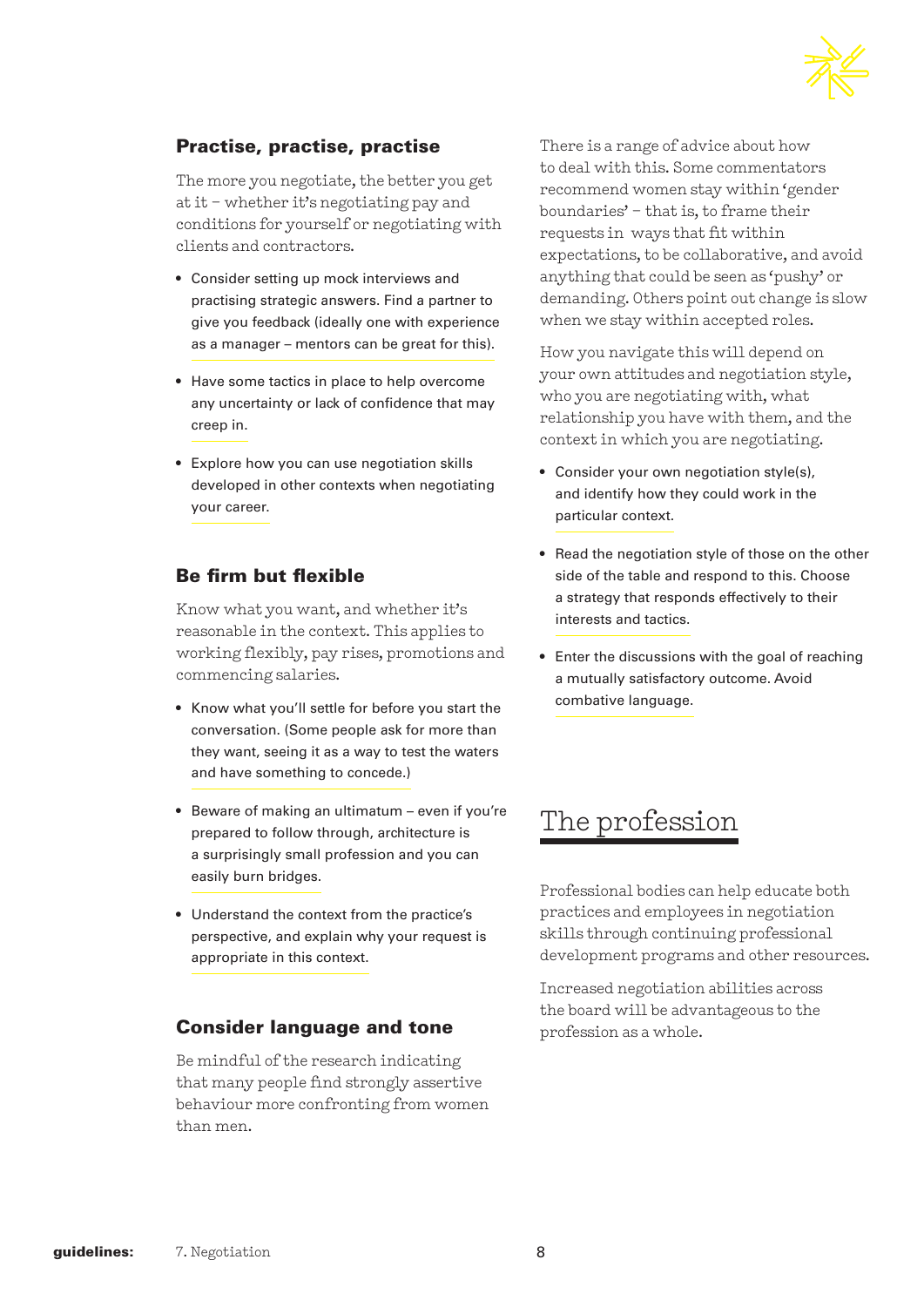### Practise, practise, practise

The more you negotiate, the better you get at it – whether it's negotiating pay and conditions for yourself or negotiating with clients and contractors.

- Consider setting up mock interviews and practising strategic answers. Find a partner to give you feedback (ideally one with experience as a manager – mentors can be great for this).
- Have some tactics in place to help overcome any uncertainty or lack of confidence that may creep in.
- Explore how you can use negotiation skills developed in other contexts when negotiating your career.

### Be firm but flexible

Know what you want, and whether it's reasonable in the context. This applies to working flexibly, pay rises, promotions and commencing salaries.

- Know what you'll settle for before you start the conversation. (Some people ask for more than they want, seeing it as a way to test the waters and have something to concede.)
- Beware of making an ultimatum – even if you're prepared to follow through, architecture is a surprisingly small profession and you can easily burn bridges.
- Understand the context from the practice's perspective, and explain why your request is appropriate in this context.

### Consider language and tone

Be mindful of the research indicating that many people find strongly assertive behaviour more confronting from women than men.

There is a range of advice about how to deal with this. Some commentators recommend women stay within 'gender boundaries' – that is, to frame their requests in ways that fit within expectations, to be collaborative, and avoid anything that could be seen as 'pushy' or demanding. Others point out change is slow when we stay within accepted roles.

How you navigate this will depend on your own attitudes and negotiation style, who you are negotiating with, what relationship you have with them, and the context in which you are negotiating.

- Consider your own negotiation style(s), and identify how they could work in the particular context.
- Read the negotiation style of those on the other side of the table and respond to this. Choose a strategy that responds effectively to their interests and tactics.
- Enter the discussions with the goal of reaching a mutually satisfactory outcome. Avoid combative language.

## The profession

Professional bodies can help educate both practices and employees in negotiation skills through continuing professional development programs and other resources.

Increased negotiation abilities across the board will be advantageous to the profession as a whole.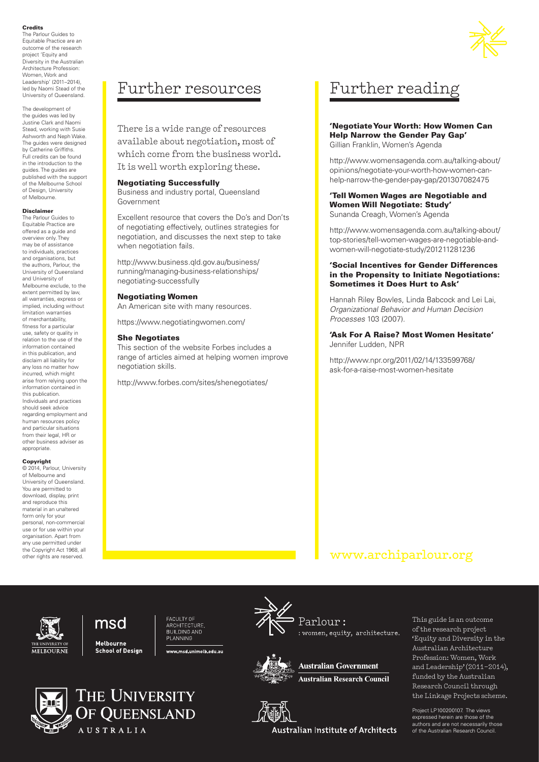**Credits**

The Parlour Guides to Equitable Practice are an outcome of the research project 'Equity and Diversity in the Australian Architecture Profession: Women, Work and Leadership' (2011–2014), led by Naomi Stead of the University of Queensland.

The development of the guides was led by Justine Clark and Naomi Stead, working with Susie Ashworth and Neph Wake. The guides were designed by Catherine Griffiths. Full credits can be found in the introduction to the guides. The guides are published with the support of the Melbourne School of Design, University of Melbourne.

**Disclaimer**

The Parlour Guides to Equitable Practice are offered as a guide and overview only. They may be of assistance to individuals, practices and organisations, but the authors, Parlour, the University of Queensland and University of Melbourne exclude, to the extent permitted by law, all warranties, express or implied, including without limitation warranties of merchantability, fitness for a particular use, safety or quality in relation to the use of the information contained in this publication, and disclaim all liability for any loss no matter how incurred, which might arise from relying upon the information contained in this publication. Individuals and practices should seek advice regarding employment and human resources policy and particular situations from their legal, HR or other business adviser as appropriate.

**Copyright**

© 2014, Parlour, University of Melbourne and University of Queensland. You are permitted to download, display, print and reproduce this material in an unaltered form only for your personal, non-commercial use or for use within your organisation. Apart from any use permitted under the Copyright Act 1968, all other rights are reserved.

# Further resources

There is a wide range of resources available about negotiation, most of which come from the business world. It is well worth exploring these.

### Negotiating Successfully

Business and industry portal, Queensland Government

Excellent resource that covers the Do's and Don'ts of negotiating effectively, outlines strategies for negotiation, and discusses the next step to take when negotiation fails.

http://www.business.qld.gov.au/business/running/managing-business-relationships/negotiating-successfully

### Negotiating Women

An American site with many resources.

https://www.negotiatingwomen.com/

### She Negotiates

This section of the website Forbes includes a range of articles aimed at helping women improve negotiation skills.

http://www.forbes.com/sites/shenegotiates/

# Further reading

### 'Negotiate Your Worth: How Women Can Help Narrow the Gender Pay Gap'

Gillian Franklin, Women's Agenda

http://www.womensagenda.com.au/talking-about/opinions/negotiate-your-worth-how-women-can-help-narrow-the-gender-pay-gap/201307082475

### 'Tell Women Wages are Negotiable and Women Will Negotiate: Study'

Sunanda Creagh, Women's Agenda

http://www.womensagenda.com.au/talking-about/top-stories/tell-women-wages-are-negotiable-and-women-will-negotiate-study/201211281236

### 'Social Incentives for Gender Differences in the Propensity to Initiate Negotiations: Sometimes it Does Hurt to Ask'

Hannah Riley Bowles, Linda Babcock and Lei Lai, *Organizational Behavior and Human Decision Processes* 103 (2007).

### 'Ask For A Raise? Most Women Hesitate'

Jennifer Ludden, NPR

http://www.npr.org/2011/02/14/133599768/ask-for-a-raise-most-women-hesitate

www.archiparlour.org

The University of Melbourne

msd Melbourne School of Design

Faculty of Architecture, Building and Planning

www.msd.unimelb.edu.au

The University of Queensland Australia

Parlour: women, equity, architecture.

Australian Government Australian Research Council

Australian Institute of Architects

This guide is an outcome of the research project 'Equity and Diversity in the Australian Architecture Profession: Women, Work and Leadership' (2011–2014), funded by the Australian Research Council through the Linkage Projects scheme.

Project LP100200107. The views expressed herein are those of the authors and are not necessarily those of the Australian Research Council.